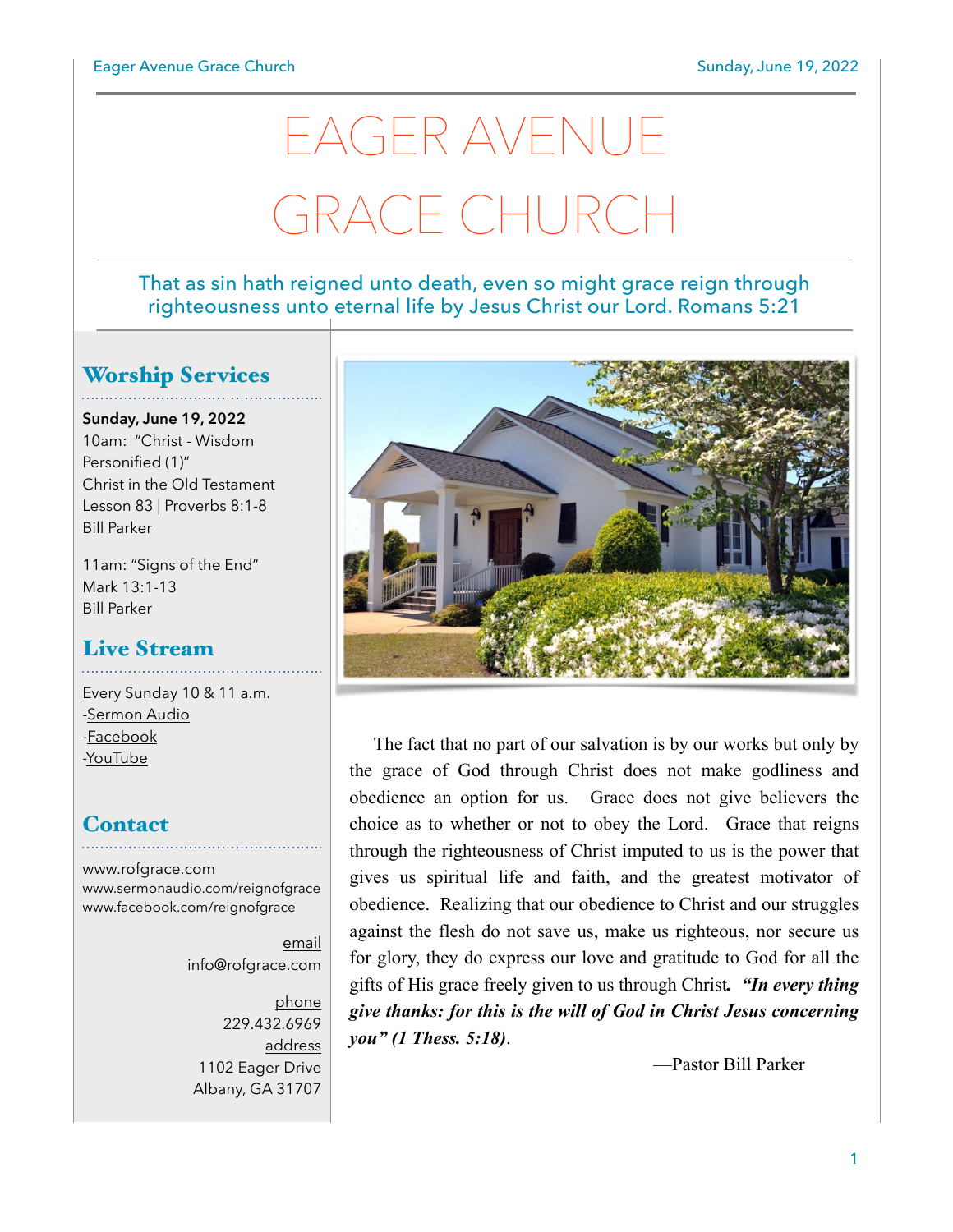# EAGER AVENUE GRACE CHURCH

That as sin hath reigned unto death, even so might grace reign through righteousness unto eternal life by Jesus Christ our Lord. Romans 5:21

## Worship Services

**Sunday, June 19, 2022**
10am: "Christ - Wisdom Personified (1)"
Christ in the Old Testament
Lesson 83 | Proverbs 8:1-8
Bill Parker

11am: "Signs of the End"
Mark 13:1-13
Bill Parker

## Live Stream

Every Sunday 10 & 11 a.m.
-Sermon Audio
-Facebook
-YouTube

## Contact

www.rofgrace.com
www.sermonaudio.com/reignofgrace
www.facebook.com/reignofgrace

email
info@rofgrace.com

phone
229.432.6969

address
1102 Eager Drive
Albany, GA 31707

The fact that no part of our salvation is by our works but only by the grace of God through Christ does not make godliness and obedience an option for us. Grace does not give believers the choice as to whether or not to obey the Lord. Grace that reigns through the righteousness of Christ imputed to us is the power that gives us spiritual life and faith, and the greatest motivator of obedience. Realizing that our obedience to Christ and our struggles against the flesh do not save us, make us righteous, nor secure us for glory, they do express our love and gratitude to God for all the gifts of His grace freely given to us through Christ. ***"In every thing give thanks: for this is the will of God in Christ Jesus concerning you" (1 Thess. 5:18)***.

—Pastor Bill Parker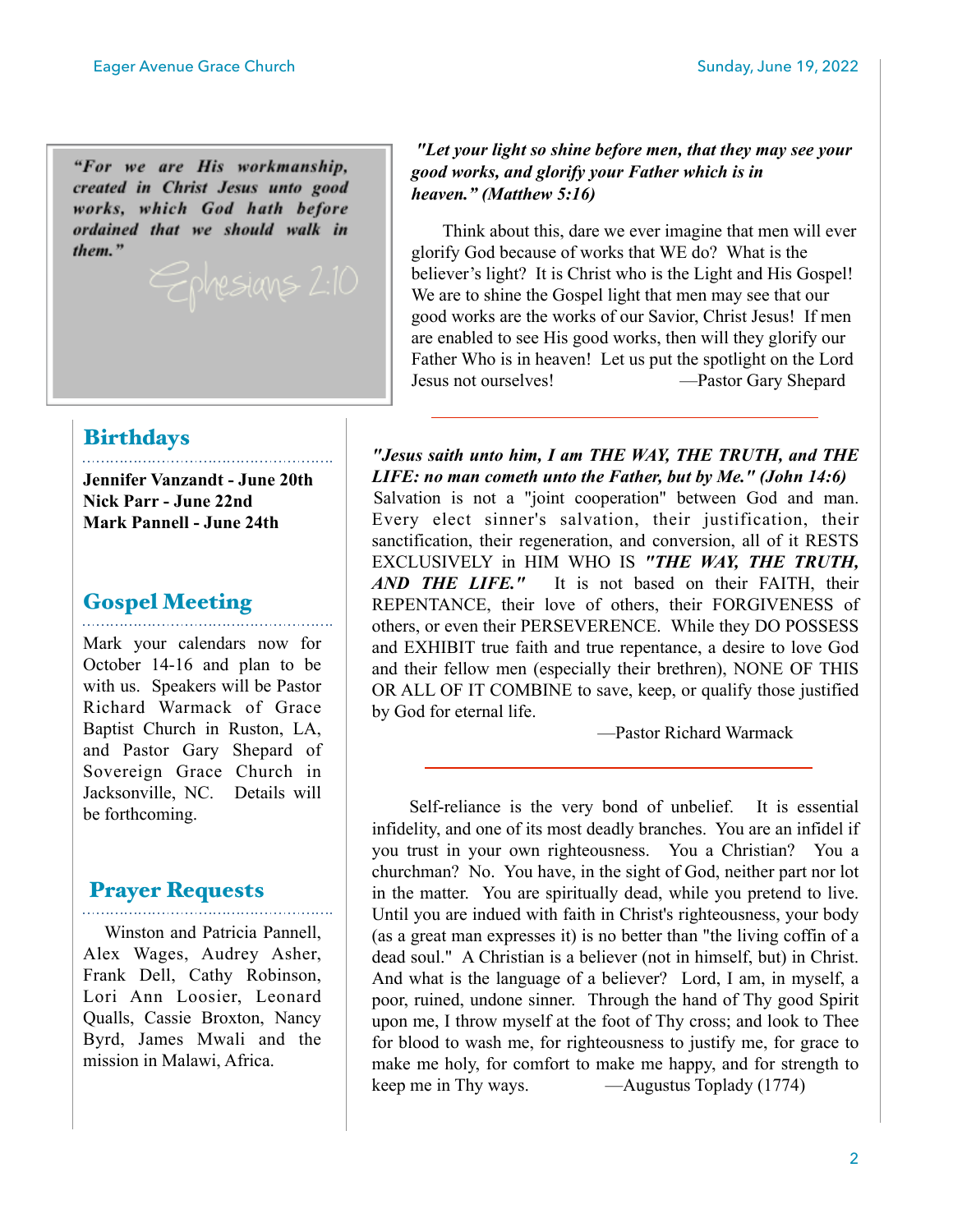*"For we are His workmanship, created in Christ Jesus unto good works, which God hath before ordained that we should walk in them."*

Ephesians 2:10

***"Let your light so shine before men, that they may see your good works, and glorify your Father which is in heaven." (Matthew 5:16)***

Think about this, dare we ever imagine that men will ever glorify God because of works that WE do? What is the believer's light? It is Christ who is the Light and His Gospel! We are to shine the Gospel light that men may see that our good works are the works of our Savior, Christ Jesus! If men are enabled to see His good works, then will they glorify our Father Who is in heaven! Let us put the spotlight on the Lord Jesus not ourselves! —Pastor Gary Shepard

## Birthdays

**Jennifer Vanzandt - June 20th**
**Nick Parr - June 22nd**
**Mark Pannell - June 24th**

## Gospel Meeting

Mark your calendars now for October 14-16 and plan to be with us. Speakers will be Pastor Richard Warmack of Grace Baptist Church in Ruston, LA, and Pastor Gary Shepard of Sovereign Grace Church in Jacksonville, NC. Details will be forthcoming.

## Prayer Requests

Winston and Patricia Pannell, Alex Wages, Audrey Asher, Frank Dell, Cathy Robinson, Lori Ann Loosier, Leonard Qualls, Cassie Broxton, Nancy Byrd, James Mwali and the mission in Malawi, Africa.

***"Jesus saith unto him, I am THE WAY, THE TRUTH, and THE LIFE: no man cometh unto the Father, but by Me." (John 14:6)*** Salvation is not a "joint cooperation" between God and man. Every elect sinner's salvation, their justification, their sanctification, their regeneration, and conversion, all of it RESTS EXCLUSIVELY in HIM WHO IS ***"THE WAY, THE TRUTH, AND THE LIFE."*** It is not based on their FAITH, their REPENTANCE, their love of others, their FORGIVENESS of others, or even their PERSEVERENCE. While they DO POSSESS and EXHIBIT true faith and true repentance, a desire to love God and their fellow men (especially their brethren), NONE OF THIS OR ALL OF IT COMBINE to save, keep, or qualify those justified by God for eternal life.

—Pastor Richard Warmack

Self-reliance is the very bond of unbelief. It is essential infidelity, and one of its most deadly branches. You are an infidel if you trust in your own righteousness. You a Christian? You a churchman? No. You have, in the sight of God, neither part nor lot in the matter. You are spiritually dead, while you pretend to live. Until you are indued with faith in Christ's righteousness, your body (as a great man expresses it) is no better than "the living coffin of a dead soul." A Christian is a believer (not in himself, but) in Christ. And what is the language of a believer? Lord, I am, in myself, a poor, ruined, undone sinner. Through the hand of Thy good Spirit upon me, I throw myself at the foot of Thy cross; and look to Thee for blood to wash me, for righteousness to justify me, for grace to make me holy, for comfort to make me happy, and for strength to keep me in Thy ways. —Augustus Toplady (1774)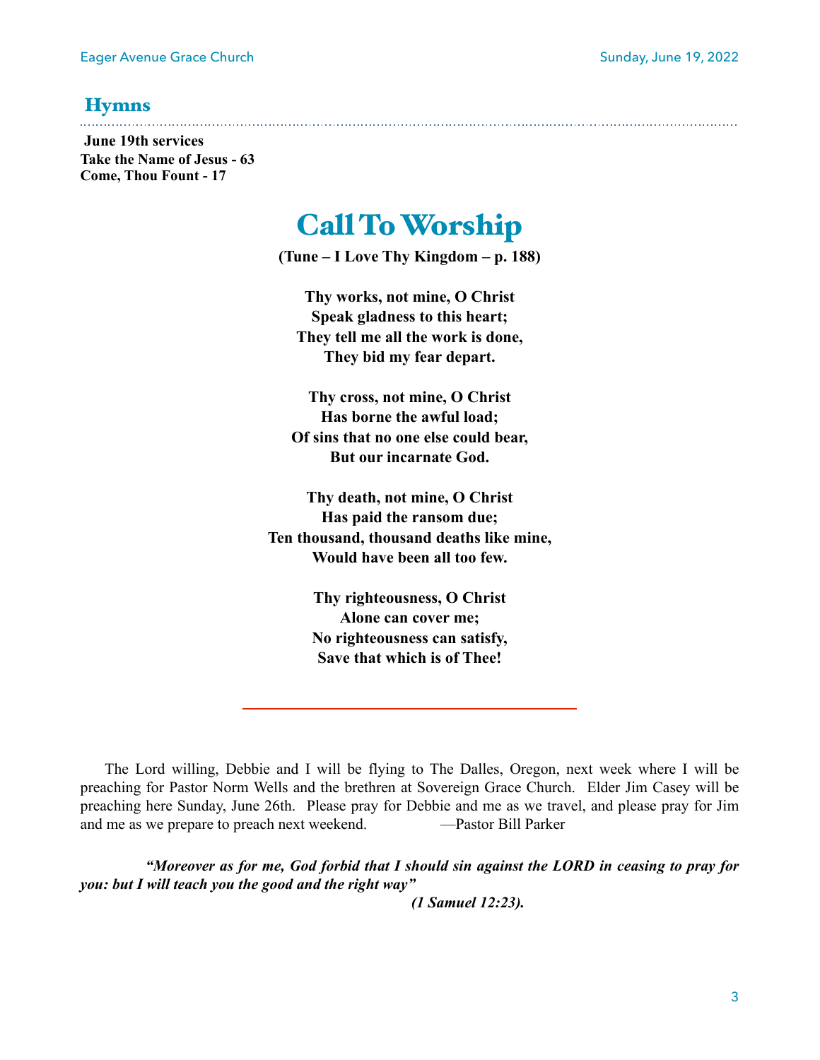## Hymns

**June 19th services**
**Take the Name of Jesus - 63**
**Come, Thou Fount - 17**

# Call To Worship

**(Tune – I Love Thy Kingdom – p. 188)**

**Thy works, not mine, O Christ**
**Speak gladness to this heart;**
**They tell me all the work is done,**
**They bid my fear depart.**

**Thy cross, not mine, O Christ**
**Has borne the awful load;**
**Of sins that no one else could bear,**
**But our incarnate God.**

**Thy death, not mine, O Christ**
**Has paid the ransom due;**
**Ten thousand, thousand deaths like mine,**
**Would have been all too few.**

**Thy righteousness, O Christ**
**Alone can cover me;**
**No righteousness can satisfy,**
**Save that which is of Thee!**

---

The Lord willing, Debbie and I will be flying to The Dalles, Oregon, next week where I will be preaching for Pastor Norm Wells and the brethren at Sovereign Grace Church. Elder Jim Casey will be preaching here Sunday, June 26th. Please pray for Debbie and me as we travel, and please pray for Jim and me as we prepare to preach next weekend. —Pastor Bill Parker

***"Moreover as for me, God forbid that I should sin against the LORD in ceasing to pray for you: but I will teach you the good and the right way"***
***(1 Samuel 12:23).***